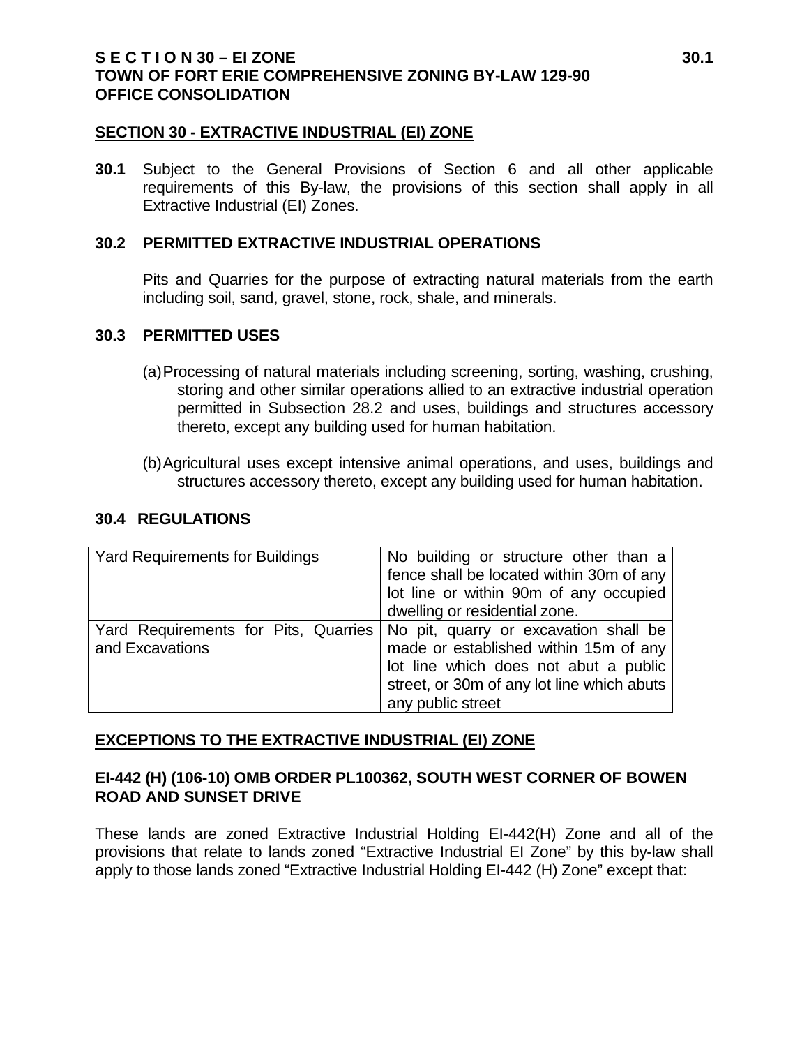## SECTION 30 - EXTRACTIVE INDUSTRIAL (EI) ZONE

**30.1** Subject to the General Provisions of Section 6 and all other applicable requirements of this By-law, the provisions of this section shall apply in all Extractive Industrial (EI) Zones.

### 30.2 PERMITTED EXTRACTIVE INDUSTRIAL OPERATIONS

Pits and Quarries for the purpose of extracting natural materials from the earth including soil, sand, gravel, stone, rock, shale, and minerals.

### 30.3 PERMITTED USES

(a) Processing of natural materials including screening, sorting, washing, crushing, storing and other similar operations allied to an extractive industrial operation permitted in Subsection 28.2 and uses, buildings and structures accessory thereto, except any building used for human habitation.

(b) Agricultural uses except intensive animal operations, and uses, buildings and structures accessory thereto, except any building used for human habitation.

### 30.4 REGULATIONS

| | |
|---|---|
| Yard Requirements for Buildings | No building or structure other than a fence shall be located within 30m of any lot line or within 90m of any occupied dwelling or residential zone. |
| Yard Requirements for Pits, Quarries and Excavations | No pit, quarry or excavation shall be made or established within 15m of any lot line which does not abut a public street, or 30m of any lot line which abuts any public street |

## EXCEPTIONS TO THE EXTRACTIVE INDUSTRIAL (EI) ZONE

### EI-442 (H) (106-10) OMB ORDER PL100362, SOUTH WEST CORNER OF BOWEN ROAD AND SUNSET DRIVE

These lands are zoned Extractive Industrial Holding EI-442(H) Zone and all of the provisions that relate to lands zoned "Extractive Industrial EI Zone" by this by-law shall apply to those lands zoned "Extractive Industrial Holding EI-442 (H) Zone" except that: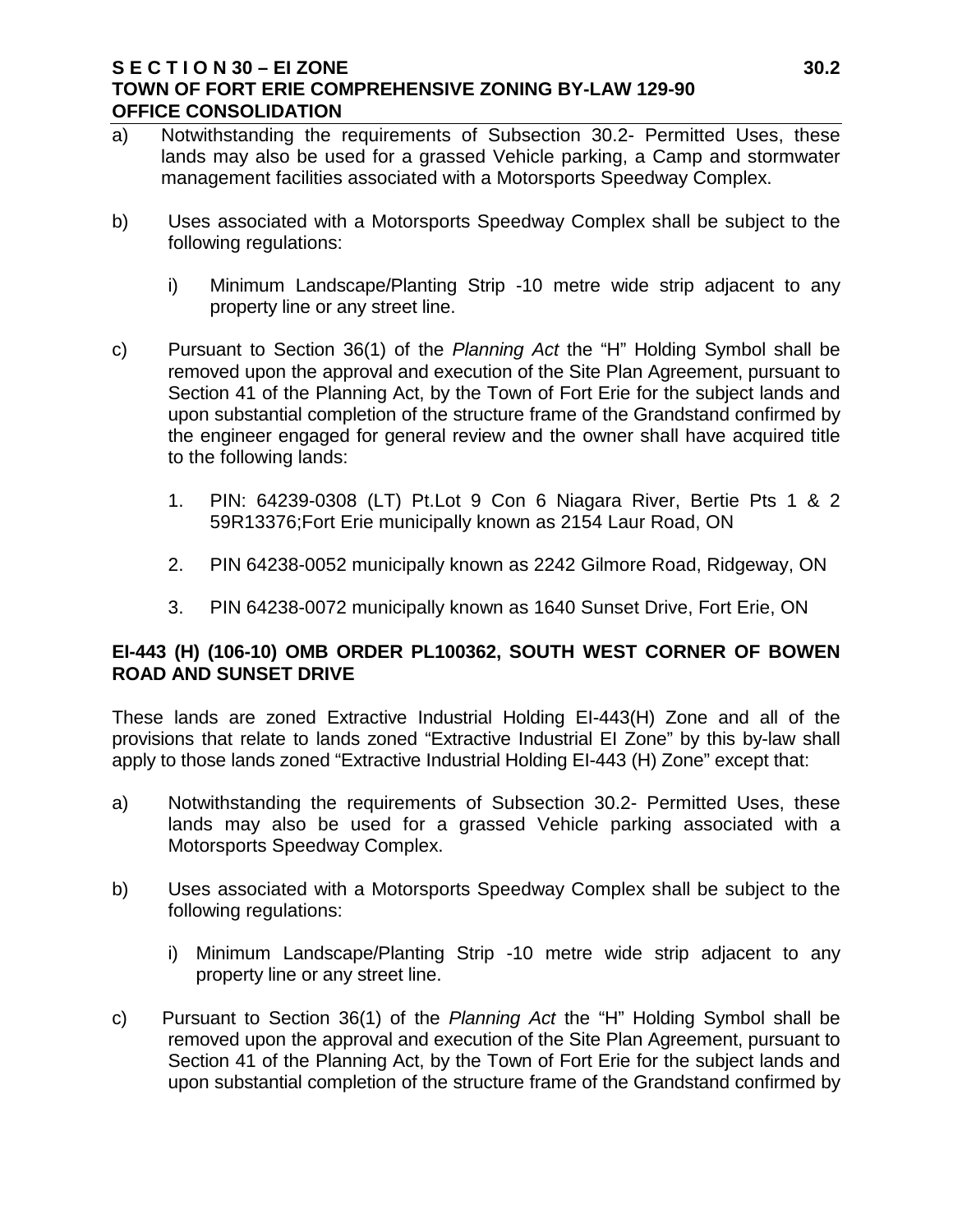a) Notwithstanding the requirements of Subsection 30.2- Permitted Uses, these lands may also be used for a grassed Vehicle parking, a Camp and stormwater management facilities associated with a Motorsports Speedway Complex.

b) Uses associated with a Motorsports Speedway Complex shall be subject to the following regulations:

   i) Minimum Landscape/Planting Strip -10 metre wide strip adjacent to any property line or any street line.

c) Pursuant to Section 36(1) of the *Planning Act* the "H" Holding Symbol shall be removed upon the approval and execution of the Site Plan Agreement, pursuant to Section 41 of the Planning Act, by the Town of Fort Erie for the subject lands and upon substantial completion of the structure frame of the Grandstand confirmed by the engineer engaged for general review and the owner shall have acquired title to the following lands:

   1. PIN: 64239-0308 (LT) Pt.Lot 9 Con 6 Niagara River, Bertie Pts 1 & 2 59R13376;Fort Erie municipally known as 2154 Laur Road, ON

   2. PIN 64238-0052 municipally known as 2242 Gilmore Road, Ridgeway, ON

   3. PIN 64238-0072 municipally known as 1640 Sunset Drive, Fort Erie, ON

**EI-443 (H) (106-10) OMB ORDER PL100362, SOUTH WEST CORNER OF BOWEN ROAD AND SUNSET DRIVE**

These lands are zoned Extractive Industrial Holding EI-443(H) Zone and all of the provisions that relate to lands zoned "Extractive Industrial EI Zone" by this by-law shall apply to those lands zoned "Extractive Industrial Holding EI-443 (H) Zone" except that:

a) Notwithstanding the requirements of Subsection 30.2- Permitted Uses, these lands may also be used for a grassed Vehicle parking associated with a Motorsports Speedway Complex.

b) Uses associated with a Motorsports Speedway Complex shall be subject to the following regulations:

   i) Minimum Landscape/Planting Strip -10 metre wide strip adjacent to any property line or any street line.

c) Pursuant to Section 36(1) of the *Planning Act* the "H" Holding Symbol shall be removed upon the approval and execution of the Site Plan Agreement, pursuant to Section 41 of the Planning Act, by the Town of Fort Erie for the subject lands and upon substantial completion of the structure frame of the Grandstand confirmed by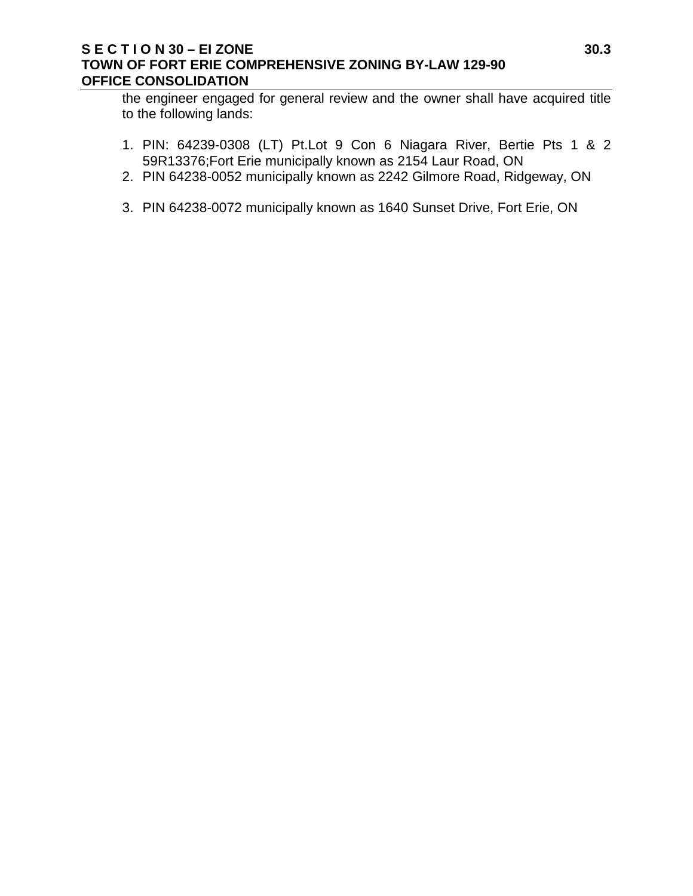the engineer engaged for general review and the owner shall have acquired title to the following lands:

1. PIN: 64239-0308 (LT) Pt.Lot 9 Con 6 Niagara River, Bertie Pts 1 & 2 59R13376;Fort Erie municipally known as 2154 Laur Road, ON
2. PIN 64238-0052 municipally known as 2242 Gilmore Road, Ridgeway, ON
3. PIN 64238-0072 municipally known as 1640 Sunset Drive, Fort Erie, ON